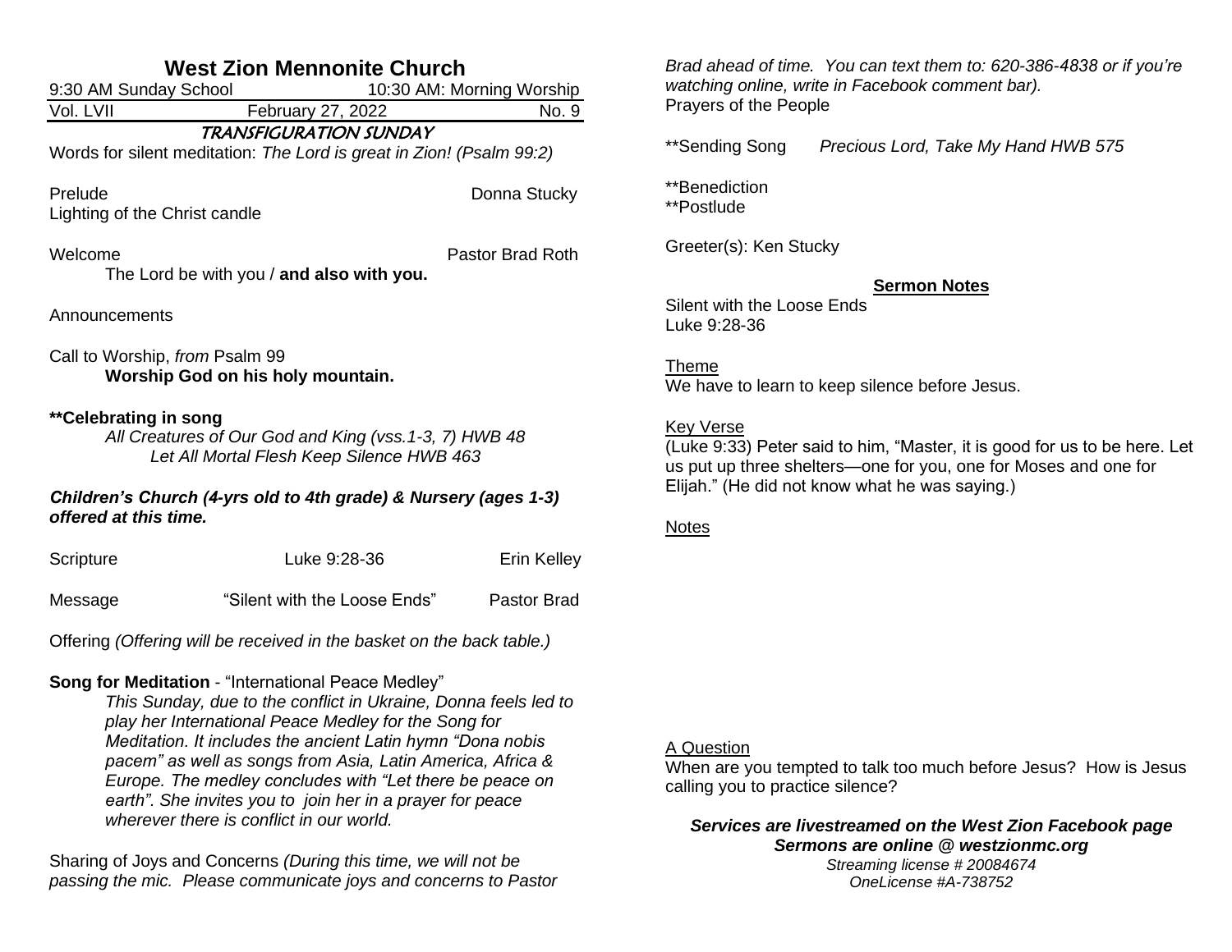# West Zion Mennonite Church

9:30 AM Sunday School — 10:30 AM: Morning Worship

Vol. LVII — February 27, 2022 — No. 9

## TRANSFIGURATION SUNDAY

Words for silent meditation: *The Lord is great in Zion! (Psalm 99:2)*

Prelude — Donna Stucky

Lighting of the Christ candle

Welcome — Pastor Brad Roth

The Lord be with you / **and also with you.**

Announcements

Call to Worship, *from* Psalm 99

**Worship God on his holy mountain.**

**\*\*Celebrating in song**

*All Creatures of Our God and King (vss.1-3, 7) HWB 48*

*Let All Mortal Flesh Keep Silence HWB 463*

***Children's Church (4-yrs old to 4th grade) & Nursery (ages 1-3) offered at this time.***

Scripture — Luke 9:28-36 — Erin Kelley

Message — "Silent with the Loose Ends" — Pastor Brad

Offering *(Offering will be received in the basket on the back table.)*

**Song for Meditation** - "International Peace Medley"

*This Sunday, due to the conflict in Ukraine, Donna feels led to play her International Peace Medley for the Song for Meditation. It includes the ancient Latin hymn "Dona nobis pacem" as well as songs from Asia, Latin America, Africa & Europe. The medley concludes with "Let there be peace on earth". She invites you to join her in a prayer for peace wherever there is conflict in our world.*

Sharing of Joys and Concerns *(During this time, we will not be passing the mic. Please communicate joys and concerns to Pastor Brad ahead of time. You can text them to: 620-386-4838 or if you're watching online, write in Facebook comment bar).*

Prayers of the People

\*\*Sending Song — *Precious Lord, Take My Hand HWB 575*

\*\*Benediction

\*\*Postlude

Greeter(s): Ken Stucky

## Sermon Notes

Silent with the Loose Ends

Luke 9:28-36

Theme

We have to learn to keep silence before Jesus.

Key Verse

(Luke 9:33) Peter said to him, "Master, it is good for us to be here. Let us put up three shelters—one for you, one for Moses and one for Elijah." (He did not know what he was saying.)

Notes

A Question

When are you tempted to talk too much before Jesus? How is Jesus calling you to practice silence?

***Services are livestreamed on the West Zion Facebook page***

***Sermons are online @ westzionmc.org***

*Streaming license # 20084674*

*OneLicense #A-738752*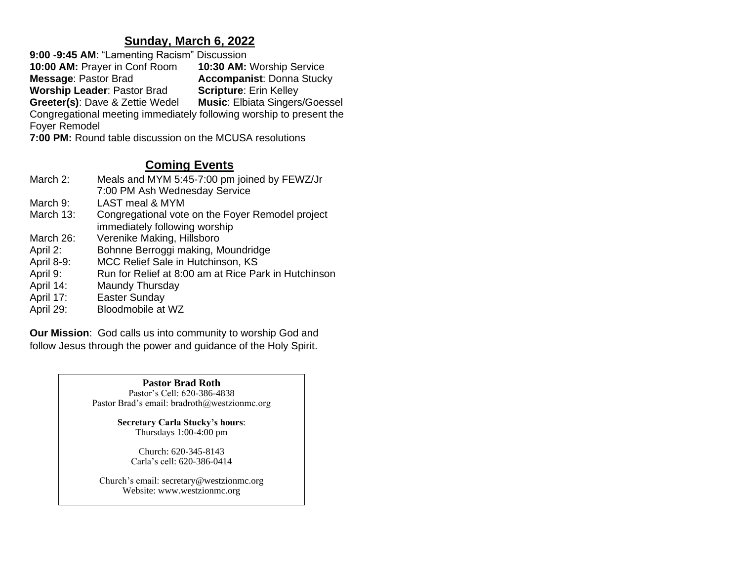## Sunday, March 6, 2022

**9:00 -9:45 AM**: "Lamenting Racism" Discussion
**10:00 AM:** Prayer in Conf Room
**10:30 AM:** Worship Service
**Message**: Pastor Brad
**Accompanist**: Donna Stucky
**Worship Leader**: Pastor Brad
**Scripture**: Erin Kelley
**Greeter(s)**: Dave & Zettie Wedel
**Music**: Elbiata Singers/Goessel
Congregational meeting immediately following worship to present the Foyer Remodel
**7:00 PM:** Round table discussion on the MCUSA resolutions

## Coming Events

| | |
|---|---|
| March 2: | Meals and MYM 5:45-7:00 pm joined by FEWZ/Jr<br>7:00 PM Ash Wednesday Service |
| March 9: | LAST meal & MYM |
| March 13: | Congregational vote on the Foyer Remodel project immediately following worship |
| March 26: | Verenike Making, Hillsboro |
| April 2: | Bohnne Berroggi making, Moundridge |
| April 8-9: | MCC Relief Sale in Hutchinson, KS |
| April 9: | Run for Relief at 8:00 am at Rice Park in Hutchinson |
| April 14: | Maundy Thursday |
| April 17: | Easter Sunday |
| April 29: | Bloodmobile at WZ |

**Our Mission**: God calls us into community to worship God and follow Jesus through the power and guidance of the Holy Spirit.

**Pastor Brad Roth**
Pastor's Cell: 620-386-4838
Pastor Brad's email: bradroth@westzionmc.org

**Secretary Carla Stucky's hours**:
Thursdays 1:00-4:00 pm

Church: 620-345-8143
Carla's cell: 620-386-0414

Church's email: secretary@westzionmc.org
Website: www.westzionmc.org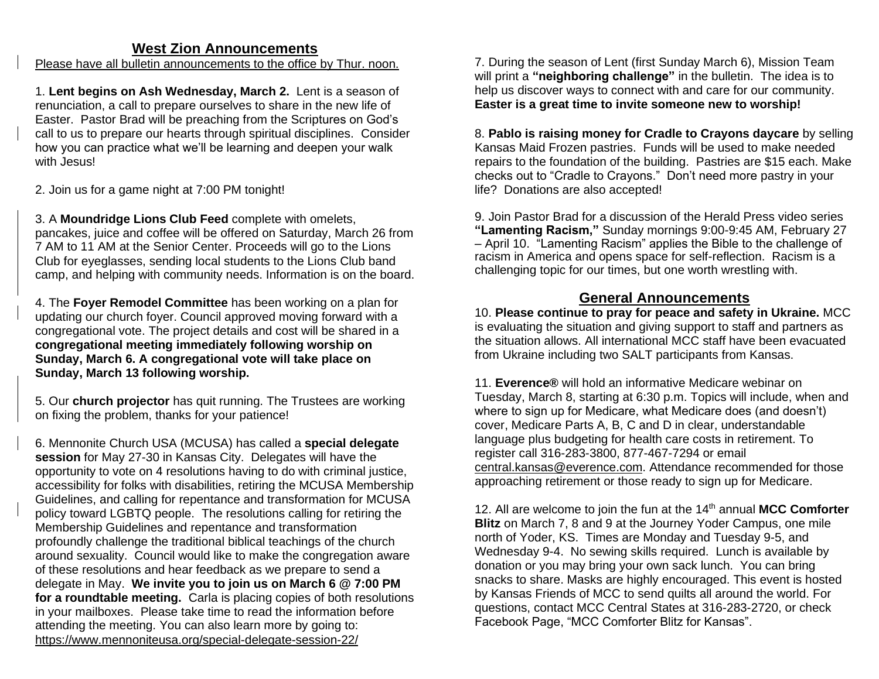## West Zion Announcements

Please have all bulletin announcements to the office by Thur. noon.

1. **Lent begins on Ash Wednesday, March 2.** Lent is a season of renunciation, a call to prepare ourselves to share in the new life of Easter. Pastor Brad will be preaching from the Scriptures on God's call to us to prepare our hearts through spiritual disciplines. Consider how you can practice what we'll be learning and deepen your walk with Jesus!

2. Join us for a game night at 7:00 PM tonight!

3. A **Moundridge Lions Club Feed** complete with omelets, pancakes, juice and coffee will be offered on Saturday, March 26 from 7 AM to 11 AM at the Senior Center. Proceeds will go to the Lions Club for eyeglasses, sending local students to the Lions Club band camp, and helping with community needs. Information is on the board.

4. The **Foyer Remodel Committee** has been working on a plan for updating our church foyer. Council approved moving forward with a congregational vote. The project details and cost will be shared in a **congregational meeting immediately following worship on Sunday, March 6. A congregational vote will take place on Sunday, March 13 following worship.**

5. Our **church projector** has quit running. The Trustees are working on fixing the problem, thanks for your patience!

6. Mennonite Church USA (MCUSA) has called a **special delegate session** for May 27-30 in Kansas City. Delegates will have the opportunity to vote on 4 resolutions having to do with criminal justice, accessibility for folks with disabilities, retiring the MCUSA Membership Guidelines, and calling for repentance and transformation for MCUSA policy toward LGBTQ people. The resolutions calling for retiring the Membership Guidelines and repentance and transformation profoundly challenge the traditional biblical teachings of the church around sexuality. Council would like to make the congregation aware of these resolutions and hear feedback as we prepare to send a delegate in May. **We invite you to join us on March 6 @ 7:00 PM for a roundtable meeting.** Carla is placing copies of both resolutions in your mailboxes. Please take time to read the information before attending the meeting. You can also learn more by going to: https://www.mennoniteusa.org/special-delegate-session-22/

7. During the season of Lent (first Sunday March 6), Mission Team will print a **"neighboring challenge"** in the bulletin. The idea is to help us discover ways to connect with and care for our community. **Easter is a great time to invite someone new to worship!**

8. **Pablo is raising money for Cradle to Crayons daycare** by selling Kansas Maid Frozen pastries. Funds will be used to make needed repairs to the foundation of the building. Pastries are $15 each. Make checks out to "Cradle to Crayons." Don't need more pastry in your life? Donations are also accepted!

9. Join Pastor Brad for a discussion of the Herald Press video series **"Lamenting Racism,"** Sunday mornings 9:00-9:45 AM, February 27 – April 10. "Lamenting Racism" applies the Bible to the challenge of racism in America and opens space for self-reflection. Racism is a challenging topic for our times, but one worth wrestling with.

## General Announcements

10. **Please continue to pray for peace and safety in Ukraine.** MCC is evaluating the situation and giving support to staff and partners as the situation allows. All international MCC staff have been evacuated from Ukraine including two SALT participants from Kansas.

11. **Everence®** will hold an informative Medicare webinar on Tuesday, March 8, starting at 6:30 p.m. Topics will include, when and where to sign up for Medicare, what Medicare does (and doesn't) cover, Medicare Parts A, B, C and D in clear, understandable language plus budgeting for health care costs in retirement. To register call 316-283-3800, 877-467-7294 or email central.kansas@everence.com. Attendance recommended for those approaching retirement or those ready to sign up for Medicare.

12. All are welcome to join the fun at the 14th annual **MCC Comforter Blitz** on March 7, 8 and 9 at the Journey Yoder Campus, one mile north of Yoder, KS. Times are Monday and Tuesday 9-5, and Wednesday 9-4. No sewing skills required. Lunch is available by donation or you may bring your own sack lunch. You can bring snacks to share. Masks are highly encouraged. This event is hosted by Kansas Friends of MCC to send quilts all around the world. For questions, contact MCC Central States at 316-283-2720, or check Facebook Page, "MCC Comforter Blitz for Kansas".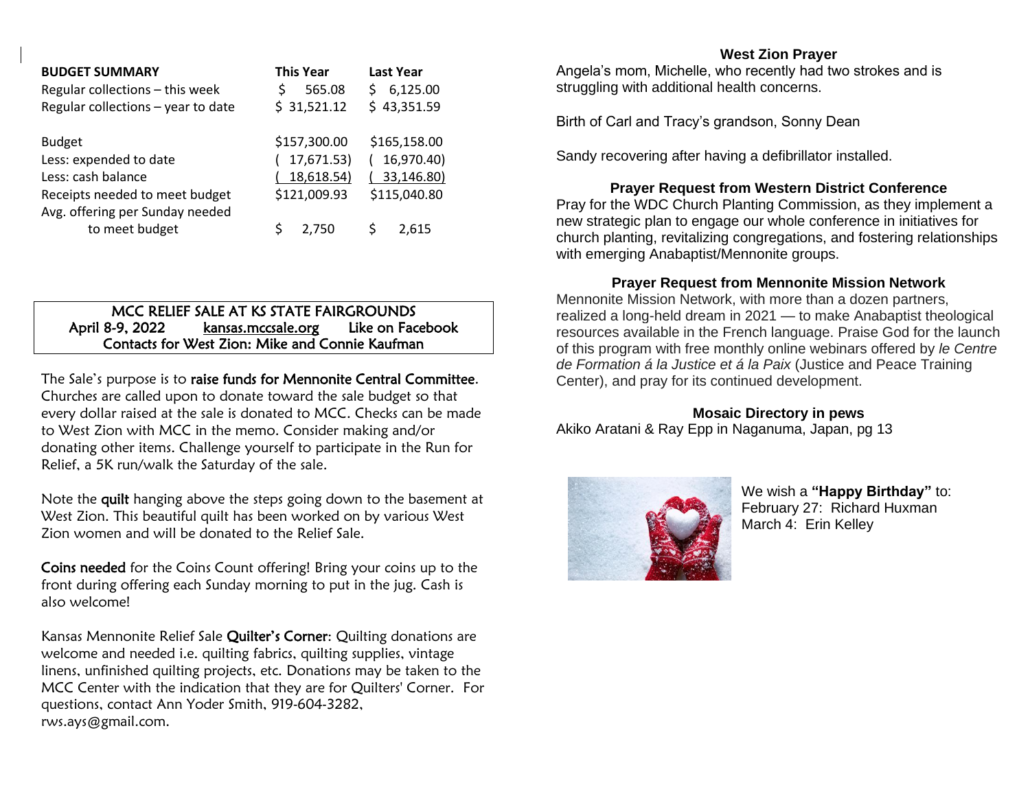| BUDGET SUMMARY | This Year | Last Year |
|---|---|---|
| Regular collections – this week | $ 565.08 | $ 6,125.00 |
| Regular collections – year to date | $ 31,521.12 | $ 43,351.59 |
| Budget | $157,300.00 | $165,158.00 |
| Less: expended to date | ( 17,671.53) | ( 16,970.40) |
| Less: cash balance | ( 18,618.54) | ( 33,146.80) |
| Receipts needed to meet budget | $121,009.93 | $115,040.80 |
| Avg. offering per Sunday needed to meet budget | $ 2,750 | $ 2,615 |

**MCC RELIEF SALE AT KS STATE FAIRGROUNDS**
April 8-9, 2022 kansas.mccsale.org Like on Facebook
Contacts for West Zion: Mike and Connie Kaufman

The Sale's purpose is to raise funds for Mennonite Central Committee. Churches are called upon to donate toward the sale budget so that every dollar raised at the sale is donated to MCC. Checks can be made to West Zion with MCC in the memo. Consider making and/or donating other items. Challenge yourself to participate in the Run for Relief, a 5K run/walk the Saturday of the sale.

Note the quilt hanging above the steps going down to the basement at West Zion. This beautiful quilt has been worked on by various West Zion women and will be donated to the Relief Sale.

Coins needed for the Coins Count offering! Bring your coins up to the front during offering each Sunday morning to put in the jug. Cash is also welcome!

Kansas Mennonite Relief Sale Quilter's Corner: Quilting donations are welcome and needed i.e. quilting fabrics, quilting supplies, vintage linens, unfinished quilting projects, etc. Donations may be taken to the MCC Center with the indication that they are for Quilters' Corner. For questions, contact Ann Yoder Smith, 919-604-3282, rws.ays@gmail.com.

## West Zion Prayer

Angela's mom, Michelle, who recently had two strokes and is struggling with additional health concerns.

Birth of Carl and Tracy's grandson, Sonny Dean

Sandy recovering after having a defibrillator installed.

## Prayer Request from Western District Conference

Pray for the WDC Church Planting Commission, as they implement a new strategic plan to engage our whole conference in initiatives for church planting, revitalizing congregations, and fostering relationships with emerging Anabaptist/Mennonite groups.

## Prayer Request from Mennonite Mission Network

Mennonite Mission Network, with more than a dozen partners, realized a long-held dream in 2021 — to make Anabaptist theological resources available in the French language. Praise God for the launch of this program with free monthly online webinars offered by *le Centre de Formation á la Justice et á la Paix* (Justice and Peace Training Center), and pray for its continued development.

## Mosaic Directory in pews

Akiko Aratani & Ray Epp in Naganuma, Japan, pg 13

We wish a **"Happy Birthday"** to:
February 27: Richard Huxman
March 4: Erin Kelley